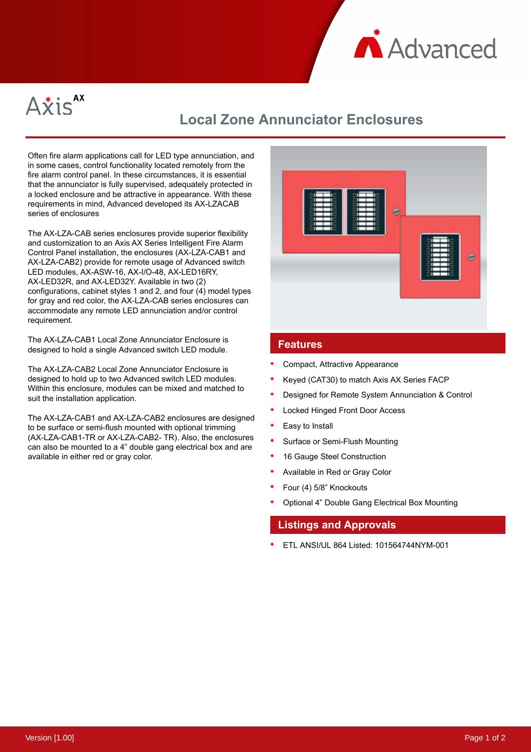# Local Zone Annunciator Enclosures

Often fire alarm applications call for LED type annunciation, and in some cases, control functionality located remotely from the fire alarm control panel. In these circumstances, it is essential that the annunciator is fully supervised, adequately protected in a locked enclosure and be attractive in appearance. With these requirements in mind, Advanced developed its AX-LZACAB series of enclosures

The AX-LZA-CAB series enclosures provide superior flexibility and customization to an Axis AX Series Intelligent Fire Alarm Control Panel installation, the enclosures (AX-LZA-CAB1 and AX-LZA-CAB2) provide for remote usage of Advanced switch LED modules, AX-ASW-16, AX-I/O-48, AX-LED16RY, AX-LED32R, and AX-LED32Y. Available in two (2) configurations, cabinet styles 1 and 2, and four (4) model types for gray and red color, the AX-LZA-CAB series enclosures can accommodate any remote LED annunciation and/or control requirement.

The AX-LZA-CAB1 Local Zone Annunciator Enclosure is designed to hold a single Advanced switch LED module.

The AX-LZA-CAB2 Local Zone Annunciator Enclosure is designed to hold up to two Advanced switch LED modules. Within this enclosure, modules can be mixed and matched to suit the installation application.

The AX-LZA-CAB1 and AX-LZA-CAB2 enclosures are designed to be surface or semi-flush mounted with optional trimming (AX-LZA-CAB1-TR or AX-LZA-CAB2- TR). Also, the enclosures can also be mounted to a 4" double gang electrical box and are available in either red or gray color.

## Features

- Compact, Attractive Appearance
- Keyed (CAT30) to match Axis AX Series FACP
- Designed for Remote System Annunciation & Control
- Locked Hinged Front Door Access
- Easy to Install
- Surface or Semi-Flush Mounting
- 16 Gauge Steel Construction
- Available in Red or Gray Color
- Four (4) 5/8" Knockouts
- Optional 4" Double Gang Electrical Box Mounting

## Listings and Approvals

- ETL ANSI/UL 864 Listed: 101564744NYM-001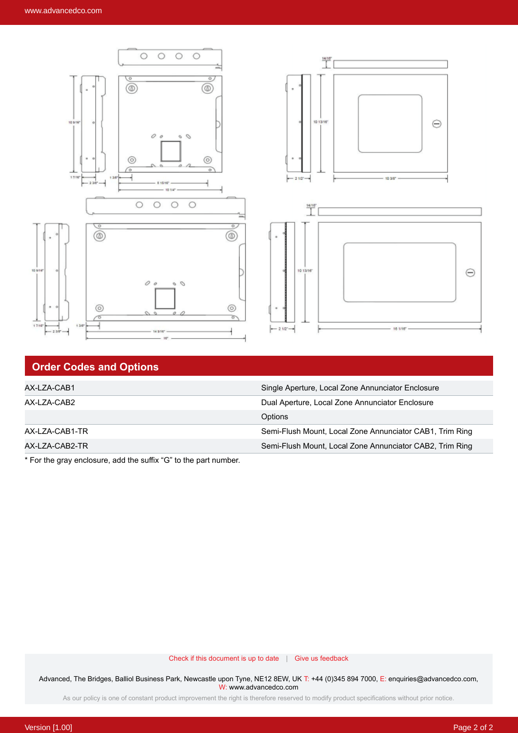## Order Codes and Options

| | |
|---|---|
| AX-LZA-CAB1 | Single Aperture, Local Zone Annunciator Enclosure |
| AX-LZA-CAB2 | Dual Aperture, Local Zone Annunciator Enclosure |
| | Options |
| AX-LZA-CAB1-TR | Semi-Flush Mount, Local Zone Annunciator CAB1, Trim Ring |
| AX-LZA-CAB2-TR | Semi-Flush Mount, Local Zone Annunciator CAB2, Trim Ring |

* For the gray enclosure, add the suffix “G” to the part number.

Check if this document is up to date | Give us feedback

Advanced, The Bridges, Balliol Business Park, Newcastle upon Tyne, NE12 8EW, UK T: +44 (0)345 894 7000, E: enquiries@advancedco.com, W: www.advancedco.com

As our policy is one of constant product improvement the right is therefore reserved to modify product specifications without prior notice.

Version [1.00]